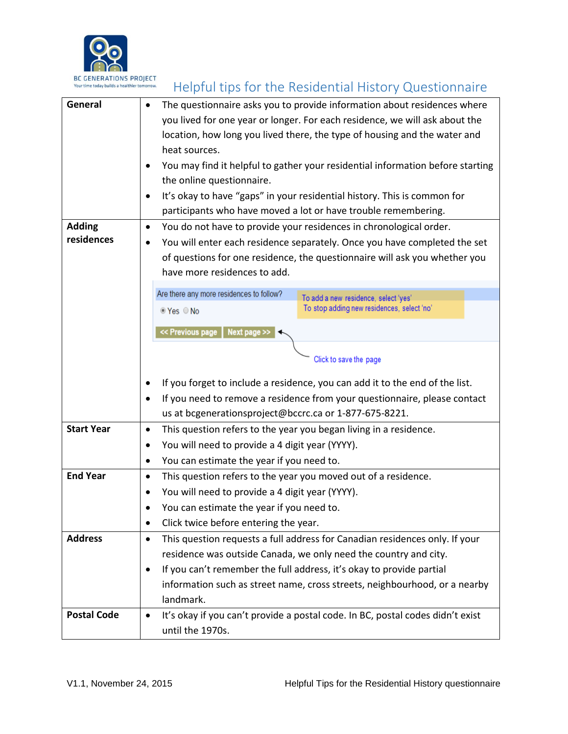BC GENERATIONS PROJECT
Your time today builds a healthier tomorrow.

# Helpful tips for the Residential History Questionnaire

| | |
|---|---|
| **General** | • The questionnaire asks you to provide information about residences where you lived for one year or longer. For each residence, we will ask about the location, how long you lived there, the type of housing and the water and heat sources.<br>• You may find it helpful to gather your residential information before starting the online questionnaire.<br>• It's okay to have "gaps" in your residential history. This is common for participants who have moved a lot or have trouble remembering. |
| **Adding residences** | • You do not have to provide your residences in chronological order.<br>• You will enter each residence separately. Once you have completed the set of questions for one residence, the questionnaire will ask you whether you have more residences to add.<br>Are there any more residences to follow? ◉ Yes ○ No — To add a new residence, select 'yes'. To stop adding new residences, select 'no'. [<< Previous page] [Next page >>] ← Click to save the page<br>• If you forget to include a residence, you can add it to the end of the list.<br>• If you need to remove a residence from your questionnaire, please contact us at bcgenerationsproject@bccrc.ca or 1-877-675-8221. |
| **Start Year** | • This question refers to the year you began living in a residence.<br>• You will need to provide a 4 digit year (YYYY).<br>• You can estimate the year if you need to. |
| **End Year** | • This question refers to the year you moved out of a residence.<br>• You will need to provide a 4 digit year (YYYY).<br>• You can estimate the year if you need to.<br>• Click twice before entering the year. |
| **Address** | • This question requests a full address for Canadian residences only. If your residence was outside Canada, we only need the country and city.<br>• If you can't remember the full address, it's okay to provide partial information such as street name, cross streets, neighbourhood, or a nearby landmark. |
| **Postal Code** | • It's okay if you can't provide a postal code. In BC, postal codes didn't exist until the 1970s. |

V1.1, November 24, 2015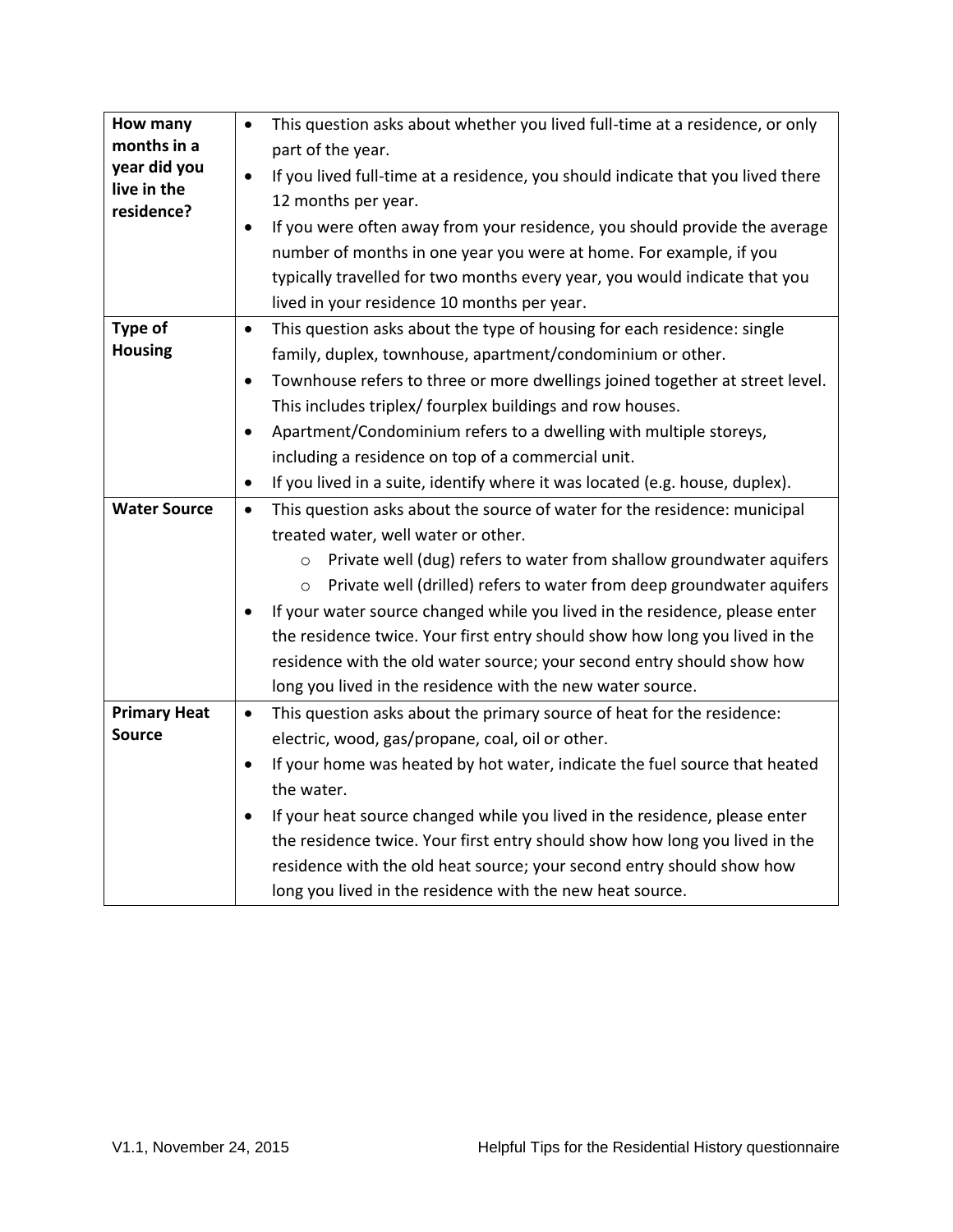| | |
|---|---|
| **How many months in a year did you live in the residence?** | • This question asks about whether you lived full-time at a residence, or only part of the year.<br>• If you lived full-time at a residence, you should indicate that you lived there 12 months per year.<br>• If you were often away from your residence, you should provide the average number of months in one year you were at home. For example, if you typically travelled for two months every year, you would indicate that you lived in your residence 10 months per year. |
| **Type of Housing** | • This question asks about the type of housing for each residence: single family, duplex, townhouse, apartment/condominium or other.<br>• Townhouse refers to three or more dwellings joined together at street level. This includes triplex/ fourplex buildings and row houses.<br>• Apartment/Condominium refers to a dwelling with multiple storeys, including a residence on top of a commercial unit.<br>• If you lived in a suite, identify where it was located (e.g. house, duplex). |
| **Water Source** | • This question asks about the source of water for the residence: municipal treated water, well water or other.<br>&nbsp;&nbsp;&nbsp;&nbsp;○ Private well (dug) refers to water from shallow groundwater aquifers<br>&nbsp;&nbsp;&nbsp;&nbsp;○ Private well (drilled) refers to water from deep groundwater aquifers<br>• If your water source changed while you lived in the residence, please enter the residence twice. Your first entry should show how long you lived in the residence with the old water source; your second entry should show how long you lived in the residence with the new water source. |
| **Primary Heat Source** | • This question asks about the primary source of heat for the residence: electric, wood, gas/propane, coal, oil or other.<br>• If your home was heated by hot water, indicate the fuel source that heated the water.<br>• If your heat source changed while you lived in the residence, please enter the residence twice. Your first entry should show how long you lived in the residence with the old heat source; your second entry should show how long you lived in the residence with the new heat source. |